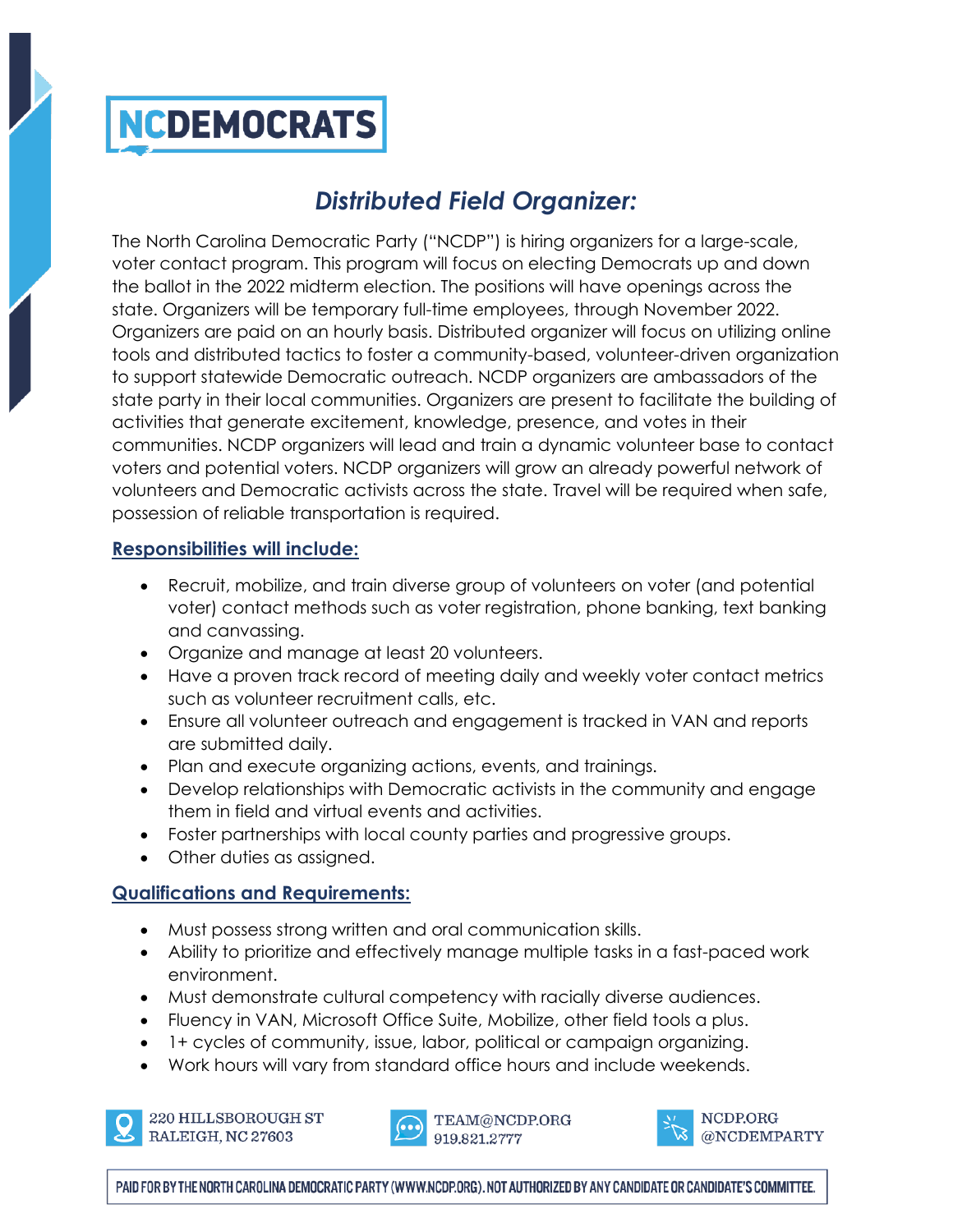NCDEMOCRATS

## *Distributed Field Organizer:*

The North Carolina Democratic Party ("NCDP") is hiring organizers for a large-scale, voter contact program. This program will focus on electing Democrats up and down the ballot in the 2022 midterm election. The positions will have openings across the state. Organizers will be temporary full-time employees, through November 2022. Organizers are paid on an hourly basis. Distributed organizer will focus on utilizing online tools and distributed tactics to foster a community-based, volunteer-driven organization to support statewide Democratic outreach. NCDP organizers are ambassadors of the state party in their local communities. Organizers are present to facilitate the building of activities that generate excitement, knowledge, presence, and votes in their communities. NCDP organizers will lead and train a dynamic volunteer base to contact voters and potential voters. NCDP organizers will grow an already powerful network of volunteers and Democratic activists across the state. Travel will be required when safe, possession of reliable transportation is required.

### Responsibilities will include:

- Recruit, mobilize, and train diverse group of volunteers on voter (and potential voter) contact methods such as voter registration, phone banking, text banking and canvassing.
- Organize and manage at least 20 volunteers.
- Have a proven track record of meeting daily and weekly voter contact metrics such as volunteer recruitment calls, etc.
- Ensure all volunteer outreach and engagement is tracked in VAN and reports are submitted daily.
- Plan and execute organizing actions, events, and trainings.
- Develop relationships with Democratic activists in the community and engage them in field and virtual events and activities.
- Foster partnerships with local county parties and progressive groups.
- Other duties as assigned.

### Qualifications and Requirements:

- Must possess strong written and oral communication skills.
- Ability to prioritize and effectively manage multiple tasks in a fast-paced work environment.
- Must demonstrate cultural competency with racially diverse audiences.
- Fluency in VAN, Microsoft Office Suite, Mobilize, other field tools a plus.
- 1+ cycles of community, issue, labor, political or campaign organizing.
- Work hours will vary from standard office hours and include weekends.

220 HILLSBOROUGH ST
RALEIGH, NC 27603

TEAM@NCDP.ORG
919.821.2777

NCDP.ORG
@NCDEMPARTY

PAID FOR BY THE NORTH CAROLINA DEMOCRATIC PARTY (WWW.NCDP.ORG). NOT AUTHORIZED BY ANY CANDIDATE OR CANDIDATE'S COMMITTEE.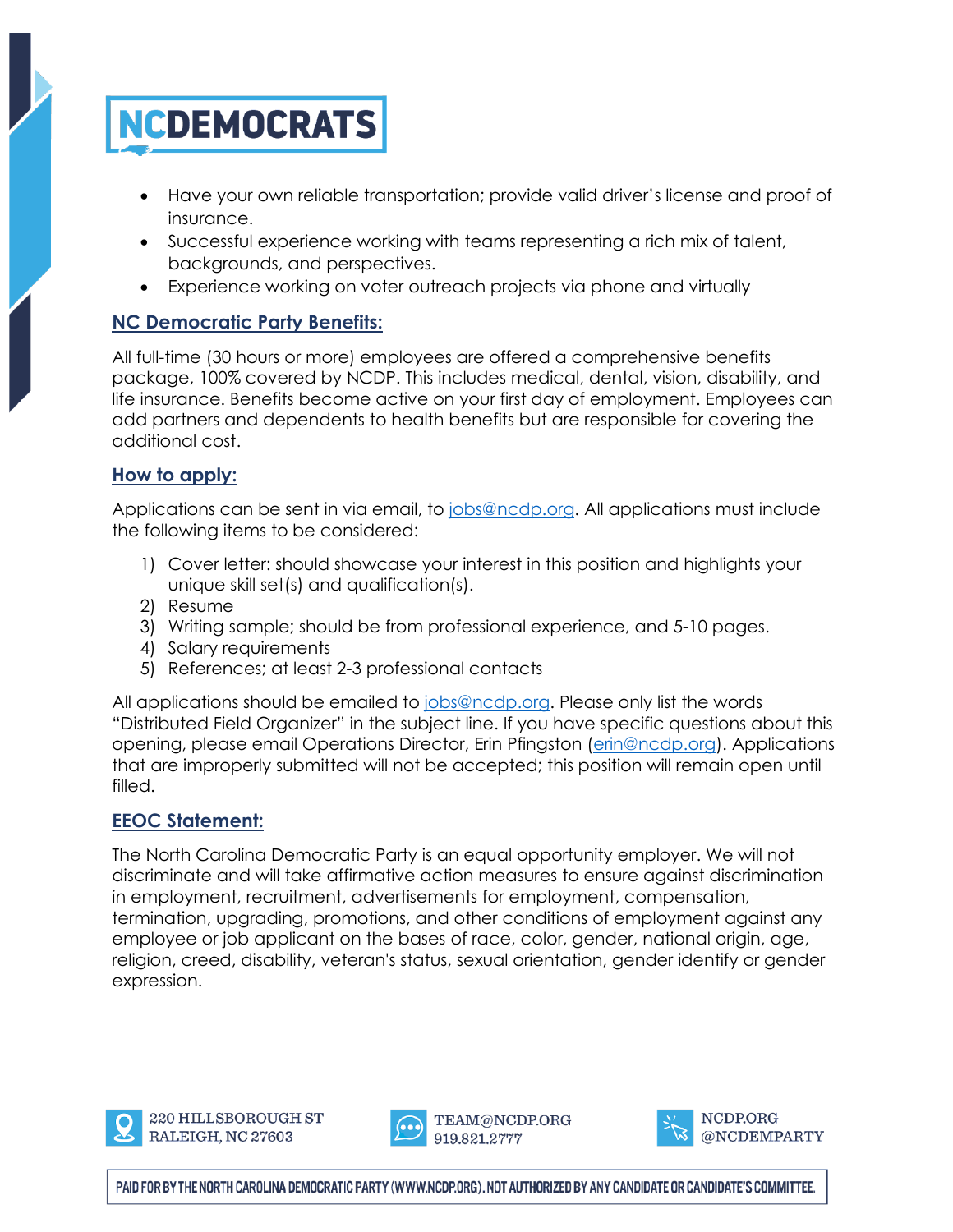- Have your own reliable transportation; provide valid driver's license and proof of insurance.
- Successful experience working with teams representing a rich mix of talent, backgrounds, and perspectives.
- Experience working on voter outreach projects via phone and virtually

## NC Democratic Party Benefits:

All full-time (30 hours or more) employees are offered a comprehensive benefits package, 100% covered by NCDP. This includes medical, dental, vision, disability, and life insurance. Benefits become active on your first day of employment. Employees can add partners and dependents to health benefits but are responsible for covering the additional cost.

## How to apply:

Applications can be sent in via email, to jobs@ncdp.org. All applications must include the following items to be considered:

1) Cover letter: should showcase your interest in this position and highlights your unique skill set(s) and qualification(s).
2) Resume
3) Writing sample; should be from professional experience, and 5-10 pages.
4) Salary requirements
5) References; at least 2-3 professional contacts

All applications should be emailed to jobs@ncdp.org. Please only list the words "Distributed Field Organizer" in the subject line. If you have specific questions about this opening, please email Operations Director, Erin Pfingston (erin@ncdp.org). Applications that are improperly submitted will not be accepted; this position will remain open until filled.

## EEOC Statement:

The North Carolina Democratic Party is an equal opportunity employer. We will not discriminate and will take affirmative action measures to ensure against discrimination in employment, recruitment, advertisements for employment, compensation, termination, upgrading, promotions, and other conditions of employment against any employee or job applicant on the bases of race, color, gender, national origin, age, religion, creed, disability, veteran's status, sexual orientation, gender identify or gender expression.

220 HILLSBOROUGH ST
RALEIGH, NC 27603

TEAM@NCDP.ORG
919.821.2777

NCDP.ORG
@NCDEMPARTY

PAID FOR BY THE NORTH CAROLINA DEMOCRATIC PARTY (WWW.NCDP.ORG). NOT AUTHORIZED BY ANY CANDIDATE OR CANDIDATE'S COMMITTEE.